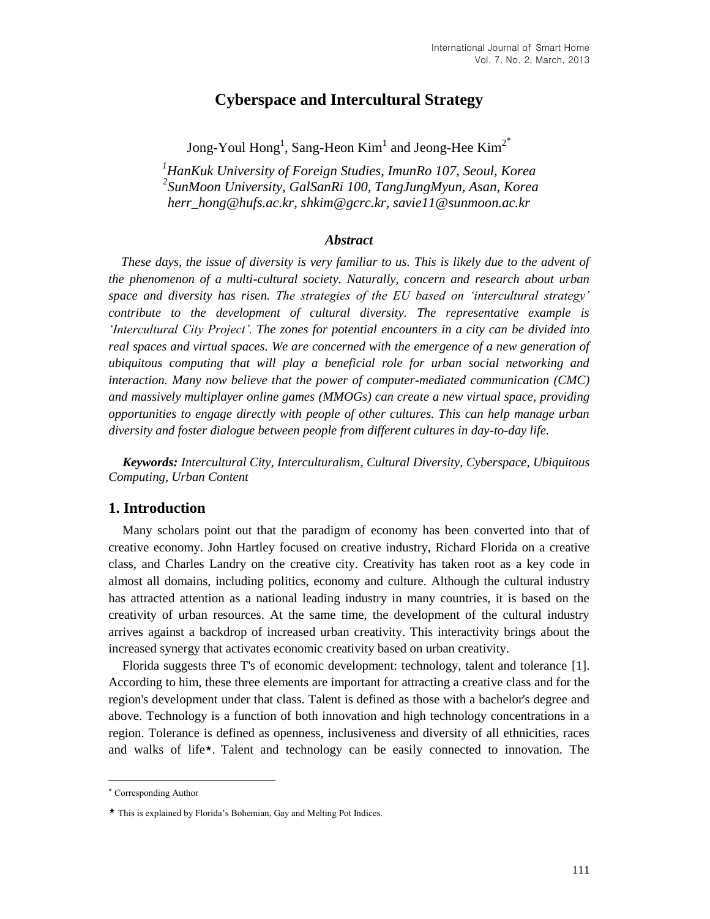# Cyberspace and Intercultural Strategy

Jong-Youl Hong[1], Sang-Heon Kim[1] and Jeong-Hee Kim[2*]

*[1]HanKuk University of Foreign Studies, ImunRo 107, Seoul, Korea*
*[2]SunMoon University, GalSanRi 100, TangJungMyun, Asan, Korea*
*herr_hong@hufs.ac.kr, shkim@gcrc.kr, savie11@sunmoon.ac.kr*

### *Abstract*

*These days, the issue of diversity is very familiar to us. This is likely due to the advent of the phenomenon of a multi-cultural society. Naturally, concern and research about urban space and diversity has risen. The strategies of the EU based on 'intercultural strategy' contribute to the development of cultural diversity. The representative example is 'Intercultural City Project'. The zones for potential encounters in a city can be divided into real spaces and virtual spaces. We are concerned with the emergence of a new generation of ubiquitous computing that will play a beneficial role for urban social networking and interaction. Many now believe that the power of computer-mediated communication (CMC) and massively multiplayer online games (MMOGs) can create a new virtual space, providing opportunities to engage directly with people of other cultures. This can help manage urban diversity and foster dialogue between people from different cultures in day-to-day life.*

***Keywords:*** *Intercultural City, Interculturalism, Cultural Diversity, Cyberspace, Ubiquitous Computing, Urban Content*

## 1. Introduction

Many scholars point out that the paradigm of economy has been converted into that of creative economy. John Hartley focused on creative industry, Richard Florida on a creative class, and Charles Landry on the creative city. Creativity has taken root as a key code in almost all domains, including politics, economy and culture. Although the cultural industry has attracted attention as a national leading industry in many countries, it is based on the creativity of urban resources. At the same time, the development of the cultural industry arrives against a backdrop of increased urban creativity. This interactivity brings about the increased synergy that activates economic creativity based on urban creativity.

Florida suggests three T's of economic development: technology, talent and tolerance [1]. According to him, these three elements are important for attracting a creative class and for the region's development under that class. Talent is defined as those with a bachelor's degree and above. Technology is a function of both innovation and high technology concentrations in a region. Tolerance is defined as openness, inclusiveness and diversity of all ethnicities, races and walks of life⋆. Talent and technology can be easily connected to innovation. The

---

\* Corresponding Author

⋆ This is explained by Florida's Bohemian, Gay and Melting Pot Indices.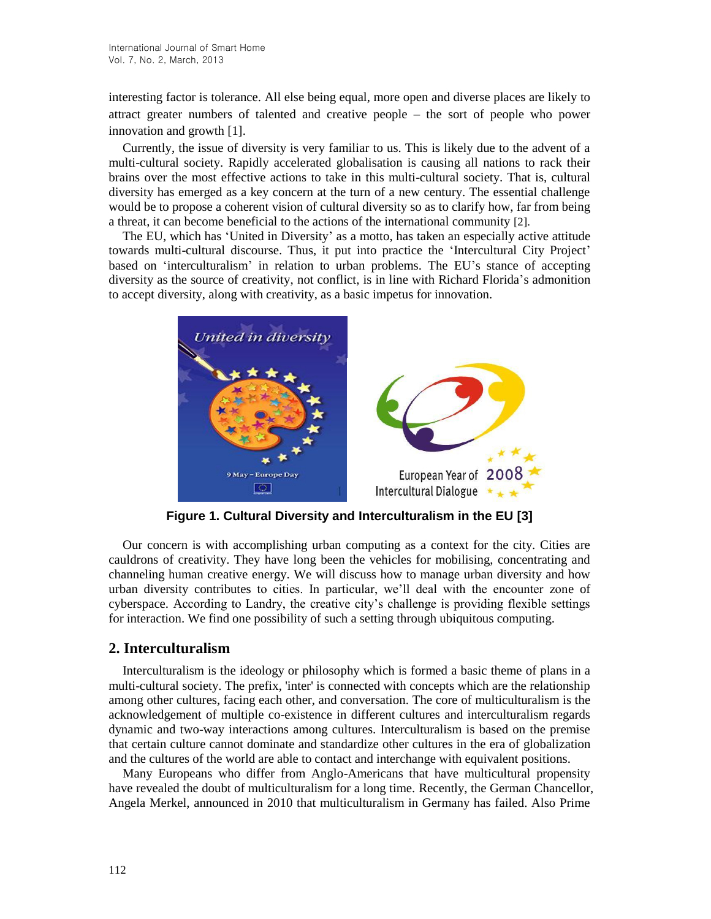interesting factor is tolerance. All else being equal, more open and diverse places are likely to attract greater numbers of talented and creative people – the sort of people who power innovation and growth [1].

Currently, the issue of diversity is very familiar to us. This is likely due to the advent of a multi-cultural society. Rapidly accelerated globalisation is causing all nations to rack their brains over the most effective actions to take in this multi-cultural society. That is, cultural diversity has emerged as a key concern at the turn of a new century. The essential challenge would be to propose a coherent vision of cultural diversity so as to clarify how, far from being a threat, it can become beneficial to the actions of the international community [2].

The EU, which has 'United in Diversity' as a motto, has taken an especially active attitude towards multi-cultural discourse. Thus, it put into practice the 'Intercultural City Project' based on 'interculturalism' in relation to urban problems. The EU's stance of accepting diversity as the source of creativity, not conflict, is in line with Richard Florida's admonition to accept diversity, along with creativity, as a basic impetus for innovation.

**Figure 1. Cultural Diversity and Interculturalism in the EU [3]**

Our concern is with accomplishing urban computing as a context for the city. Cities are cauldrons of creativity. They have long been the vehicles for mobilising, concentrating and channeling human creative energy. We will discuss how to manage urban diversity and how urban diversity contributes to cities. In particular, we'll deal with the encounter zone of cyberspace. According to Landry, the creative city's challenge is providing flexible settings for interaction. We find one possibility of such a setting through ubiquitous computing.

## 2. Interculturalism

Interculturalism is the ideology or philosophy which is formed a basic theme of plans in a multi-cultural society. The prefix, 'inter' is connected with concepts which are the relationship among other cultures, facing each other, and conversation. The core of multiculturalism is the acknowledgement of multiple co-existence in different cultures and interculturalism regards dynamic and two-way interactions among cultures. Interculturalism is based on the premise that certain culture cannot dominate and standardize other cultures in the era of globalization and the cultures of the world are able to contact and interchange with equivalent positions.

Many Europeans who differ from Anglo-Americans that have multicultural propensity have revealed the doubt of multiculturalism for a long time. Recently, the German Chancellor, Angela Merkel, announced in 2010 that multiculturalism in Germany has failed. Also Prime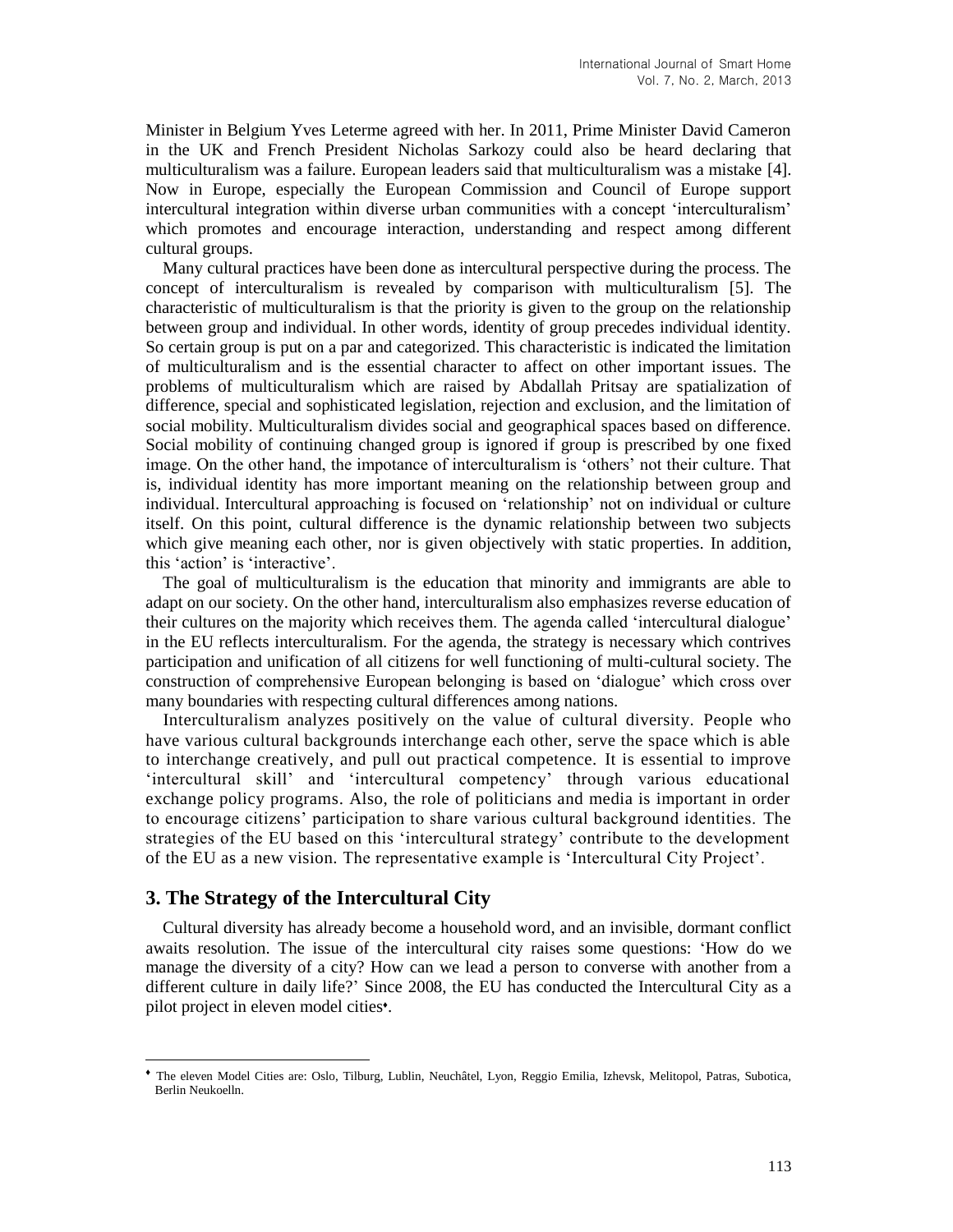Minister in Belgium Yves Leterme agreed with her. In 2011, Prime Minister David Cameron in the UK and French President Nicholas Sarkozy could also be heard declaring that multiculturalism was a failure. European leaders said that multiculturalism was a mistake [4]. Now in Europe, especially the European Commission and Council of Europe support intercultural integration within diverse urban communities with a concept 'interculturalism' which promotes and encourage interaction, understanding and respect among different cultural groups.

Many cultural practices have been done as intercultural perspective during the process. The concept of interculturalism is revealed by comparison with multiculturalism [5]. The characteristic of multiculturalism is that the priority is given to the group on the relationship between group and individual. In other words, identity of group precedes individual identity. So certain group is put on a par and categorized. This characteristic is indicated the limitation of multiculturalism and is the essential character to affect on other important issues. The problems of multiculturalism which are raised by Abdallah Pritsay are spatialization of difference, special and sophisticated legislation, rejection and exclusion, and the limitation of social mobility. Multiculturalism divides social and geographical spaces based on difference. Social mobility of continuing changed group is ignored if group is prescribed by one fixed image. On the other hand, the impotance of interculturalism is 'others' not their culture. That is, individual identity has more important meaning on the relationship between group and individual. Intercultural approaching is focused on 'relationship' not on individual or culture itself. On this point, cultural difference is the dynamic relationship between two subjects which give meaning each other, nor is given objectively with static properties. In addition, this 'action' is 'interactive'.

The goal of multiculturalism is the education that minority and immigrants are able to adapt on our society. On the other hand, interculturalism also emphasizes reverse education of their cultures on the majority which receives them. The agenda called 'intercultural dialogue' in the EU reflects interculturalism. For the agenda, the strategy is necessary which contrives participation and unification of all citizens for well functioning of multi-cultural society. The construction of comprehensive European belonging is based on 'dialogue' which cross over many boundaries with respecting cultural differences among nations.

Interculturalism analyzes positively on the value of cultural diversity. People who have various cultural backgrounds interchange each other, serve the space which is able to interchange creatively, and pull out practical competence. It is essential to improve 'intercultural skill' and 'intercultural competency' through various educational exchange policy programs. Also, the role of politicians and media is important in order to encourage citizens' participation to share various cultural background identities. The strategies of the EU based on this 'intercultural strategy' contribute to the development of the EU as a new vision. The representative example is 'Intercultural City Project'.

## 3. The Strategy of the Intercultural City

Cultural diversity has already become a household word, and an invisible, dormant conflict awaits resolution. The issue of the intercultural city raises some questions: 'How do we manage the diversity of a city? How can we lead a person to converse with another from a different culture in daily life?' Since 2008, the EU has conducted the Intercultural City as a pilot project in eleven model cities♦.

♦ The eleven Model Cities are: Oslo, Tilburg, Lublin, Neuchâtel, Lyon, Reggio Emilia, Izhevsk, Melitopol, Patras, Subotica, Berlin Neukoelln.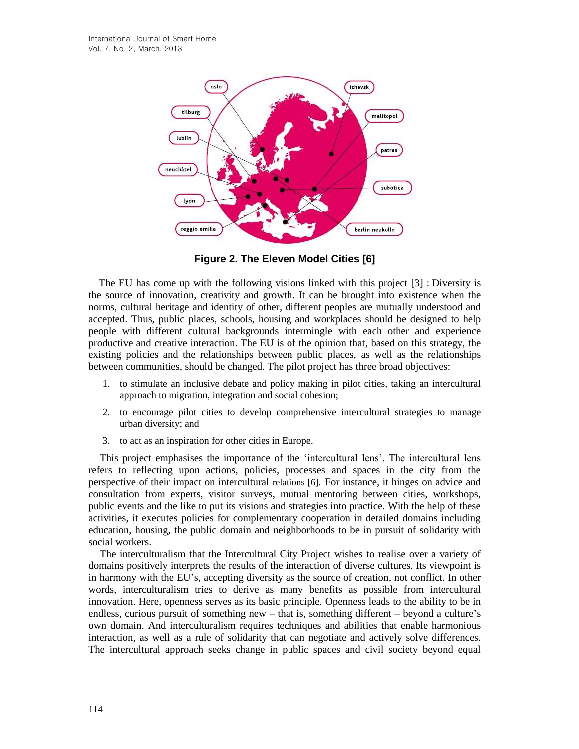**Figure 2. The Eleven Model Cities [6]**

The EU has come up with the following visions linked with this project [3] : Diversity is the source of innovation, creativity and growth. It can be brought into existence when the norms, cultural heritage and identity of other, different peoples are mutually understood and accepted. Thus, public places, schools, housing and workplaces should be designed to help people with different cultural backgrounds intermingle with each other and experience productive and creative interaction. The EU is of the opinion that, based on this strategy, the existing policies and the relationships between public places, as well as the relationships between communities, should be changed. The pilot project has three broad objectives:

1. to stimulate an inclusive debate and policy making in pilot cities, taking an intercultural approach to migration, integration and social cohesion;
2. to encourage pilot cities to develop comprehensive intercultural strategies to manage urban diversity; and
3. to act as an inspiration for other cities in Europe.

This project emphasises the importance of the 'intercultural lens'. The intercultural lens refers to reflecting upon actions, policies, processes and spaces in the city from the perspective of their impact on intercultural relations [6]. For instance, it hinges on advice and consultation from experts, visitor surveys, mutual mentoring between cities, workshops, public events and the like to put its visions and strategies into practice. With the help of these activities, it executes policies for complementary cooperation in detailed domains including education, housing, the public domain and neighborhoods to be in pursuit of solidarity with social workers.

The interculturalism that the Intercultural City Project wishes to realise over a variety of domains positively interprets the results of the interaction of diverse cultures. Its viewpoint is in harmony with the EU's, accepting diversity as the source of creation, not conflict. In other words, interculturalism tries to derive as many benefits as possible from intercultural innovation. Here, openness serves as its basic principle. Openness leads to the ability to be in endless, curious pursuit of something new – that is, something different – beyond a culture's own domain. And interculturalism requires techniques and abilities that enable harmonious interaction, as well as a rule of solidarity that can negotiate and actively solve differences. The intercultural approach seeks change in public spaces and civil society beyond equal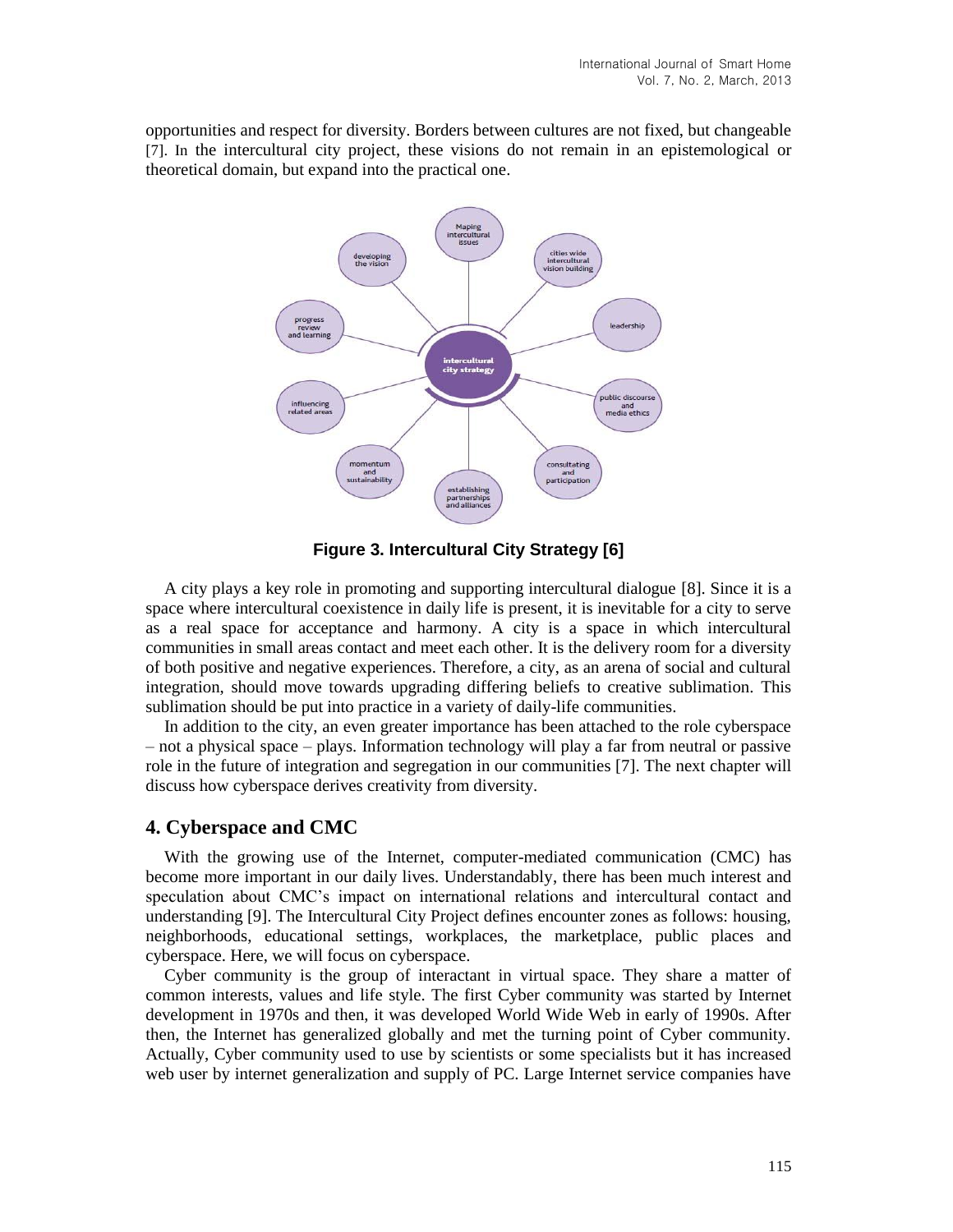opportunities and respect for diversity. Borders between cultures are not fixed, but changeable [7]. In the intercultural city project, these visions do not remain in an epistemological or theoretical domain, but expand into the practical one.

**Figure 3. Intercultural City Strategy [6]**

A city plays a key role in promoting and supporting intercultural dialogue [8]. Since it is a space where intercultural coexistence in daily life is present, it is inevitable for a city to serve as a real space for acceptance and harmony. A city is a space in which intercultural communities in small areas contact and meet each other. It is the delivery room for a diversity of both positive and negative experiences. Therefore, a city, as an arena of social and cultural integration, should move towards upgrading differing beliefs to creative sublimation. This sublimation should be put into practice in a variety of daily-life communities.

In addition to the city, an even greater importance has been attached to the role cyberspace – not a physical space – plays. Information technology will play a far from neutral or passive role in the future of integration and segregation in our communities [7]. The next chapter will discuss how cyberspace derives creativity from diversity.

## 4. Cyberspace and CMC

With the growing use of the Internet, computer-mediated communication (CMC) has become more important in our daily lives. Understandably, there has been much interest and speculation about CMC's impact on international relations and intercultural contact and understanding [9]. The Intercultural City Project defines encounter zones as follows: housing, neighborhoods, educational settings, workplaces, the marketplace, public places and cyberspace. Here, we will focus on cyberspace.

Cyber community is the group of interactant in virtual space. They share a matter of common interests, values and life style. The first Cyber community was started by Internet development in 1970s and then, it was developed World Wide Web in early of 1990s. After then, the Internet has generalized globally and met the turning point of Cyber community. Actually, Cyber community used to use by scientists or some specialists but it has increased web user by internet generalization and supply of PC. Large Internet service companies have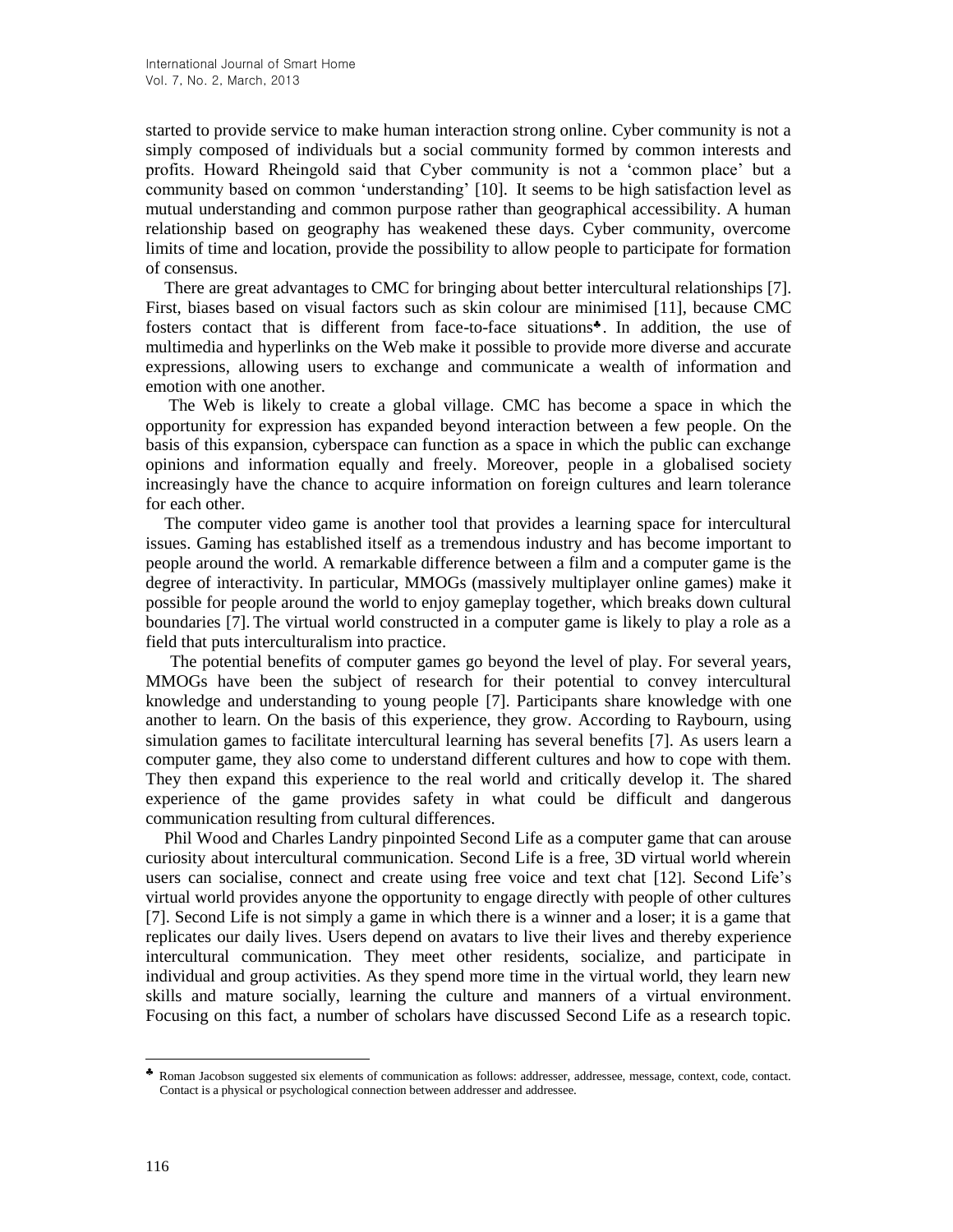started to provide service to make human interaction strong online. Cyber community is not a simply composed of individuals but a social community formed by common interests and profits. Howard Rheingold said that Cyber community is not a 'common place' but a community based on common 'understanding' [10]. It seems to be high satisfaction level as mutual understanding and common purpose rather than geographical accessibility. A human relationship based on geography has weakened these days. Cyber community, overcome limits of time and location, provide the possibility to allow people to participate for formation of consensus.

There are great advantages to CMC for bringing about better intercultural relationships [7]. First, biases based on visual factors such as skin colour are minimised [11], because CMC fosters contact that is different from face-to-face situations♣. In addition, the use of multimedia and hyperlinks on the Web make it possible to provide more diverse and accurate expressions, allowing users to exchange and communicate a wealth of information and emotion with one another.

The Web is likely to create a global village. CMC has become a space in which the opportunity for expression has expanded beyond interaction between a few people. On the basis of this expansion, cyberspace can function as a space in which the public can exchange opinions and information equally and freely. Moreover, people in a globalised society increasingly have the chance to acquire information on foreign cultures and learn tolerance for each other.

The computer video game is another tool that provides a learning space for intercultural issues. Gaming has established itself as a tremendous industry and has become important to people around the world. A remarkable difference between a film and a computer game is the degree of interactivity. In particular, MMOGs (massively multiplayer online games) make it possible for people around the world to enjoy gameplay together, which breaks down cultural boundaries [7]. The virtual world constructed in a computer game is likely to play a role as a field that puts interculturalism into practice.

The potential benefits of computer games go beyond the level of play. For several years, MMOGs have been the subject of research for their potential to convey intercultural knowledge and understanding to young people [7]. Participants share knowledge with one another to learn. On the basis of this experience, they grow. According to Raybourn, using simulation games to facilitate intercultural learning has several benefits [7]. As users learn a computer game, they also come to understand different cultures and how to cope with them. They then expand this experience to the real world and critically develop it. The shared experience of the game provides safety in what could be difficult and dangerous communication resulting from cultural differences.

Phil Wood and Charles Landry pinpointed Second Life as a computer game that can arouse curiosity about intercultural communication. Second Life is a free, 3D virtual world wherein users can socialise, connect and create using free voice and text chat [12]. Second Life's virtual world provides anyone the opportunity to engage directly with people of other cultures [7]. Second Life is not simply a game in which there is a winner and a loser; it is a game that replicates our daily lives. Users depend on avatars to live their lives and thereby experience intercultural communication. They meet other residents, socialize, and participate in individual and group activities. As they spend more time in the virtual world, they learn new skills and mature socially, learning the culture and manners of a virtual environment. Focusing on this fact, a number of scholars have discussed Second Life as a research topic.

---

♣ Roman Jacobson suggested six elements of communication as follows: addresser, addressee, message, context, code, contact. Contact is a physical or psychological connection between addresser and addressee.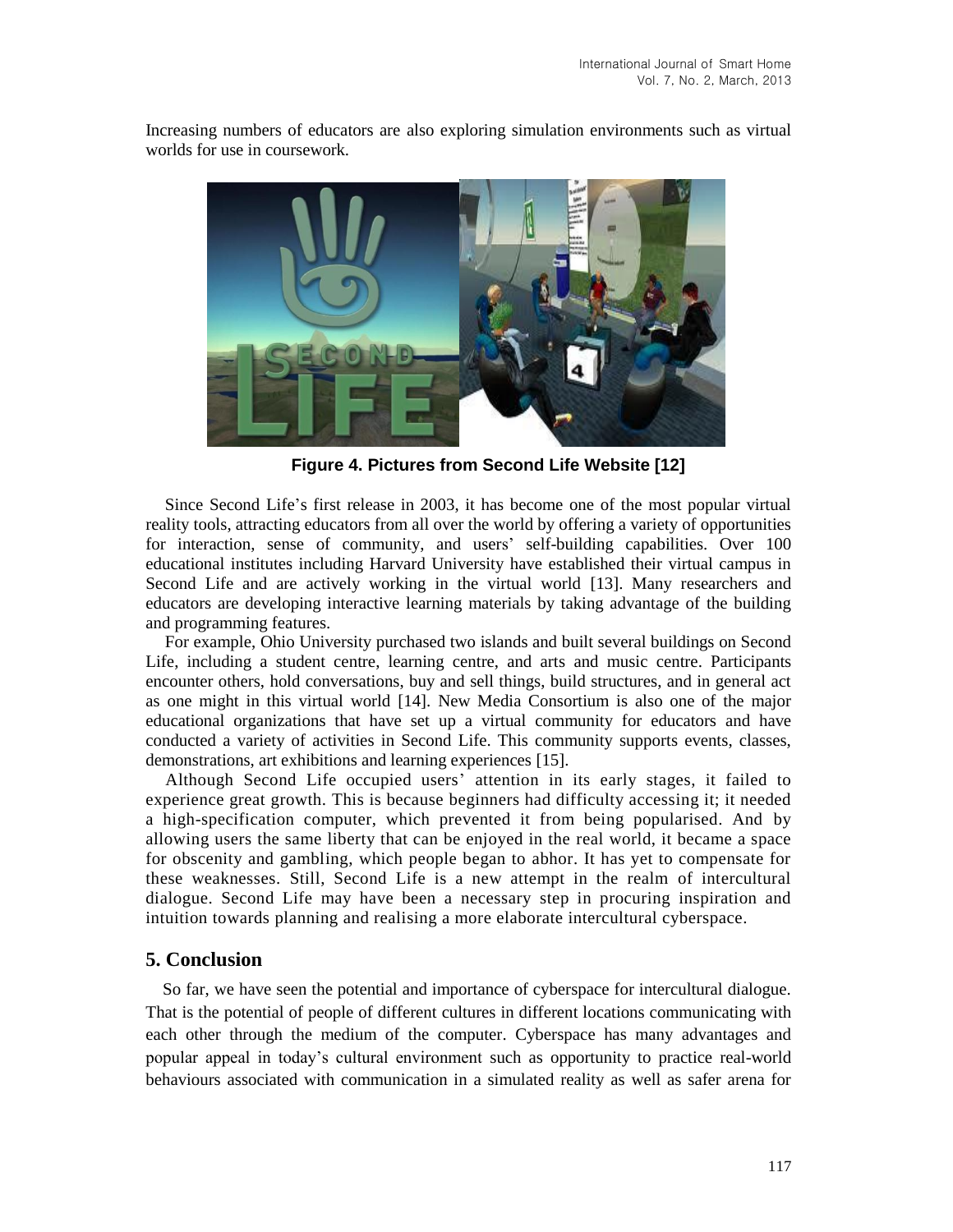Increasing numbers of educators are also exploring simulation environments such as virtual worlds for use in coursework.

**Figure 4. Pictures from Second Life Website [12]**

Since Second Life's first release in 2003, it has become one of the most popular virtual reality tools, attracting educators from all over the world by offering a variety of opportunities for interaction, sense of community, and users' self-building capabilities. Over 100 educational institutes including Harvard University have established their virtual campus in Second Life and are actively working in the virtual world [13]. Many researchers and educators are developing interactive learning materials by taking advantage of the building and programming features.

For example, Ohio University purchased two islands and built several buildings on Second Life, including a student centre, learning centre, and arts and music centre. Participants encounter others, hold conversations, buy and sell things, build structures, and in general act as one might in this virtual world [14]. New Media Consortium is also one of the major educational organizations that have set up a virtual community for educators and have conducted a variety of activities in Second Life. This community supports events, classes, demonstrations, art exhibitions and learning experiences [15].

Although Second Life occupied users' attention in its early stages, it failed to experience great growth. This is because beginners had difficulty accessing it; it needed a high-specification computer, which prevented it from being popularised. And by allowing users the same liberty that can be enjoyed in the real world, it became a space for obscenity and gambling, which people began to abhor. It has yet to compensate for these weaknesses. Still, Second Life is a new attempt in the realm of intercultural dialogue. Second Life may have been a necessary step in procuring inspiration and intuition towards planning and realising a more elaborate intercultural cyberspace.

## 5. Conclusion

So far, we have seen the potential and importance of cyberspace for intercultural dialogue. That is the potential of people of different cultures in different locations communicating with each other through the medium of the computer. Cyberspace has many advantages and popular appeal in today's cultural environment such as opportunity to practice real-world behaviours associated with communication in a simulated reality as well as safer arena for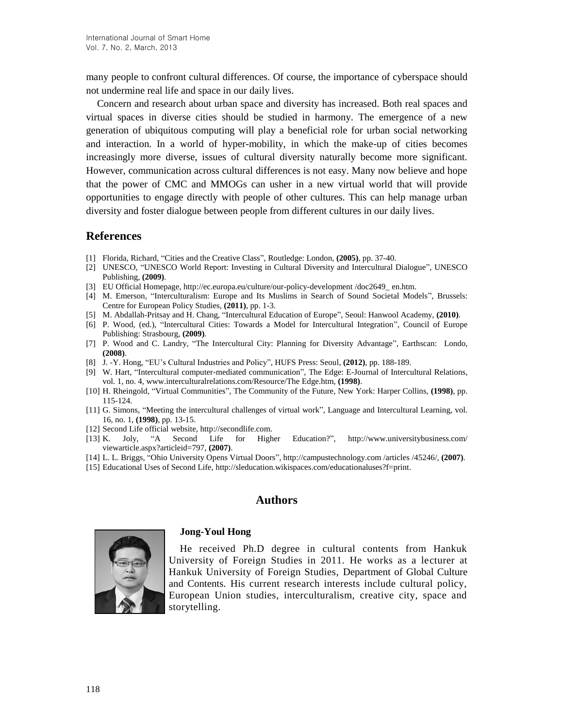many people to confront cultural differences. Of course, the importance of cyberspace should not undermine real life and space in our daily lives.

Concern and research about urban space and diversity has increased. Both real spaces and virtual spaces in diverse cities should be studied in harmony. The emergence of a new generation of ubiquitous computing will play a beneficial role for urban social networking and interaction. In a world of hyper-mobility, in which the make-up of cities becomes increasingly more diverse, issues of cultural diversity naturally become more significant. However, communication across cultural differences is not easy. Many now believe and hope that the power of CMC and MMOGs can usher in a new virtual world that will provide opportunities to engage directly with people of other cultures. This can help manage urban diversity and foster dialogue between people from different cultures in our daily lives.

## References

[1] Florida, Richard, "Cities and the Creative Class", Routledge: London, **(2005)**, pp. 37-40.

[2] UNESCO, "UNESCO World Report: Investing in Cultural Diversity and Intercultural Dialogue", UNESCO Publishing, **(2009)**.

[3] EU Official Homepage, http://ec.europa.eu/culture/our-policy-development /doc2649_ en.htm.

[4] M. Emerson, "Interculturalism: Europe and Its Muslims in Search of Sound Societal Models", Brussels: Centre for European Policy Studies, **(2011)**, pp. 1-3.

[5] M. Abdallah-Pritsay and H. Chang, "Intercultural Education of Europe", Seoul: Hanwool Academy, **(2010)**.

[6] P. Wood, (ed.), "Intercultural Cities: Towards a Model for Intercultural Integration", Council of Europe Publishing: Strasbourg, **(2009)**.

[7] P. Wood and C. Landry, "The Intercultural City: Planning for Diversity Advantage", Earthscan: Londo, **(2008)**.

[8] J. -Y. Hong, "EU's Cultural Industries and Policy", HUFS Press: Seoul, **(2012)**, pp. 188-189.

[9] W. Hart, "Intercultural computer-mediated communication", The Edge: E-Journal of Intercultural Relations, vol. 1, no. 4, www.interculturalrelations.com/Resource/The Edge.htm, **(1998)**.

[10] H. Rheingold, "Virtual Communities", The Community of the Future, New York: Harper Collins, **(1998)**, pp. 115-124.

[11] G. Simons, "Meeting the intercultural challenges of virtual work", Language and Intercultural Learning, vol. 16, no. 1, **(1998)**, pp. 13-15.

[12] Second Life official website, http://secondlife.com.

[13] K. Joly, "A Second Life for Higher Education?", http://www.universitybusiness.com/ viewarticle.aspx?articleid=797, **(2007)**.

[14] L. L. Briggs, "Ohio University Opens Virtual Doors", http://campustechnology.com /articles /45246/, **(2007)**.

[15] Educational Uses of Second Life, http://sleducation.wikispaces.com/educationaluses?f=print.

## Authors

**Jong-Youl Hong**

He received Ph.D degree in cultural contents from Hankuk University of Foreign Studies in 2011. He works as a lecturer at Hankuk University of Foreign Studies, Department of Global Culture and Contents. His current research interests include cultural policy, European Union studies, interculturalism, creative city, space and storytelling.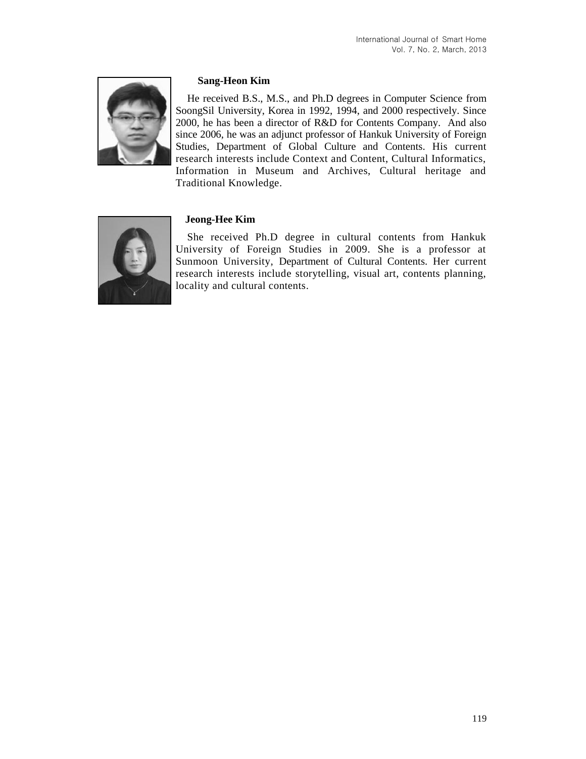**Sang-Heon Kim**

He received B.S., M.S., and Ph.D degrees in Computer Science from SoongSil University, Korea in 1992, 1994, and 2000 respectively. Since 2000, he has been a director of R&D for Contents Company. And also since 2006, he was an adjunct professor of Hankuk University of Foreign Studies, Department of Global Culture and Contents. His current research interests include Context and Content, Cultural Informatics, Information in Museum and Archives, Cultural heritage and Traditional Knowledge.

**Jeong-Hee Kim**

She received Ph.D degree in cultural contents from Hankuk University of Foreign Studies in 2009. She is a professor at Sunmoon University, Department of Cultural Contents. Her current research interests include storytelling, visual art, contents planning, locality and cultural contents.